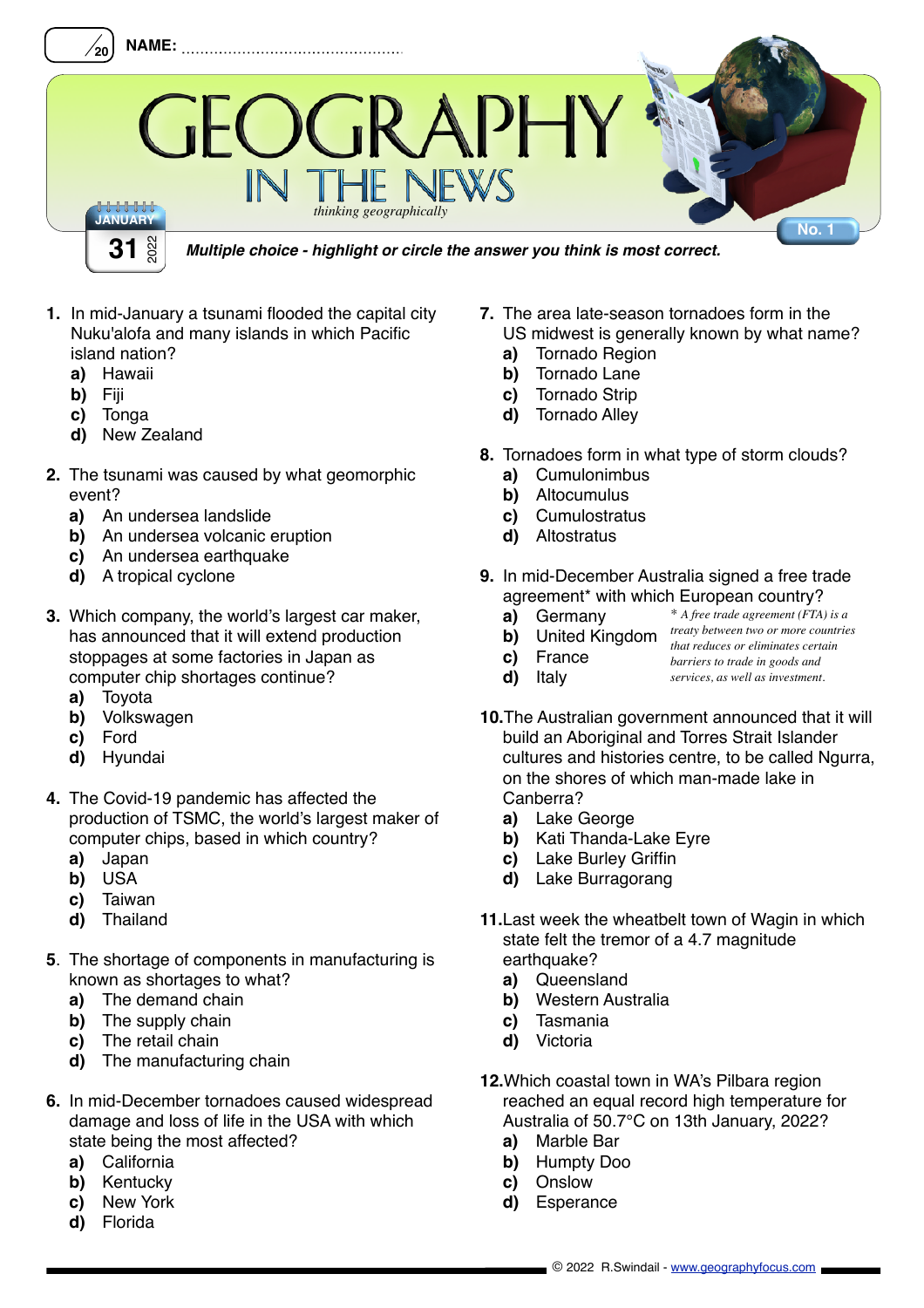/20 **NAME:** ................................................

# GEOGRAPHY

## IN THE NEWS

*thinking geographically*

JANUARY 31 2022

No. 1

***Multiple choice - highlight or circle the answer you think is most correct.***

**1.** In mid-January a tsunami flooded the capital city Nuku'alofa and many islands in which Pacific island nation?
- **a)** Hawaii
- **b)** Fiji
- **c)** Tonga
- **d)** New Zealand

**2.** The tsunami was caused by what geomorphic event?
- **a)** An undersea landslide
- **b)** An undersea volcanic eruption
- **c)** An undersea earthquake
- **d)** A tropical cyclone

**3.** Which company, the world's largest car maker, has announced that it will extend production stoppages at some factories in Japan as computer chip shortages continue?
- **a)** Toyota
- **b)** Volkswagen
- **c)** Ford
- **d)** Hyundai

**4.** The Covid-19 pandemic has affected the production of TSMC, the world's largest maker of computer chips, based in which country?
- **a)** Japan
- **b)** USA
- **c)** Taiwan
- **d)** Thailand

**5.** The shortage of components in manufacturing is known as shortages to what?
- **a)** The demand chain
- **b)** The supply chain
- **c)** The retail chain
- **d)** The manufacturing chain

**6.** In mid-December tornadoes caused widespread damage and loss of life in the USA with which state being the most affected?
- **a)** California
- **b)** Kentucky
- **c)** New York
- **d)** Florida

**7.** The area late-season tornadoes form in the US midwest is generally known by what name?
- **a)** Tornado Region
- **b)** Tornado Lane
- **c)** Tornado Strip
- **d)** Tornado Alley

**8.** Tornadoes form in what type of storm clouds?
- **a)** Cumulonimbus
- **b)** Altocumulus
- **c)** Cumulostratus
- **d)** Altostratus

**9.** In mid-December Australia signed a free trade agreement* with which European country?
- **a)** Germany
- **b)** United Kingdom
- **c)** France
- **d)** Italy

*\* A free trade agreement (FTA) is a treaty between two or more countries that reduces or eliminates certain barriers to trade in goods and services, as well as investment.*

**10.** The Australian government announced that it will build an Aboriginal and Torres Strait Islander cultures and histories centre, to be called Ngurra, on the shores of which man-made lake in Canberra?
- **a)** Lake George
- **b)** Kati Thanda-Lake Eyre
- **c)** Lake Burley Griffin
- **d)** Lake Burragorang

**11.** Last week the wheatbelt town of Wagin in which state felt the tremor of a 4.7 magnitude earthquake?
- **a)** Queensland
- **b)** Western Australia
- **c)** Tasmania
- **d)** Victoria

**12.** Which coastal town in WA's Pilbara region reached an equal record high temperature for Australia of 50.7°C on 13th January, 2022?
- **a)** Marble Bar
- **b)** Humpty Doo
- **c)** Onslow
- **d)** Esperance

© 2022 R.Swindail - www.geographyfocus.com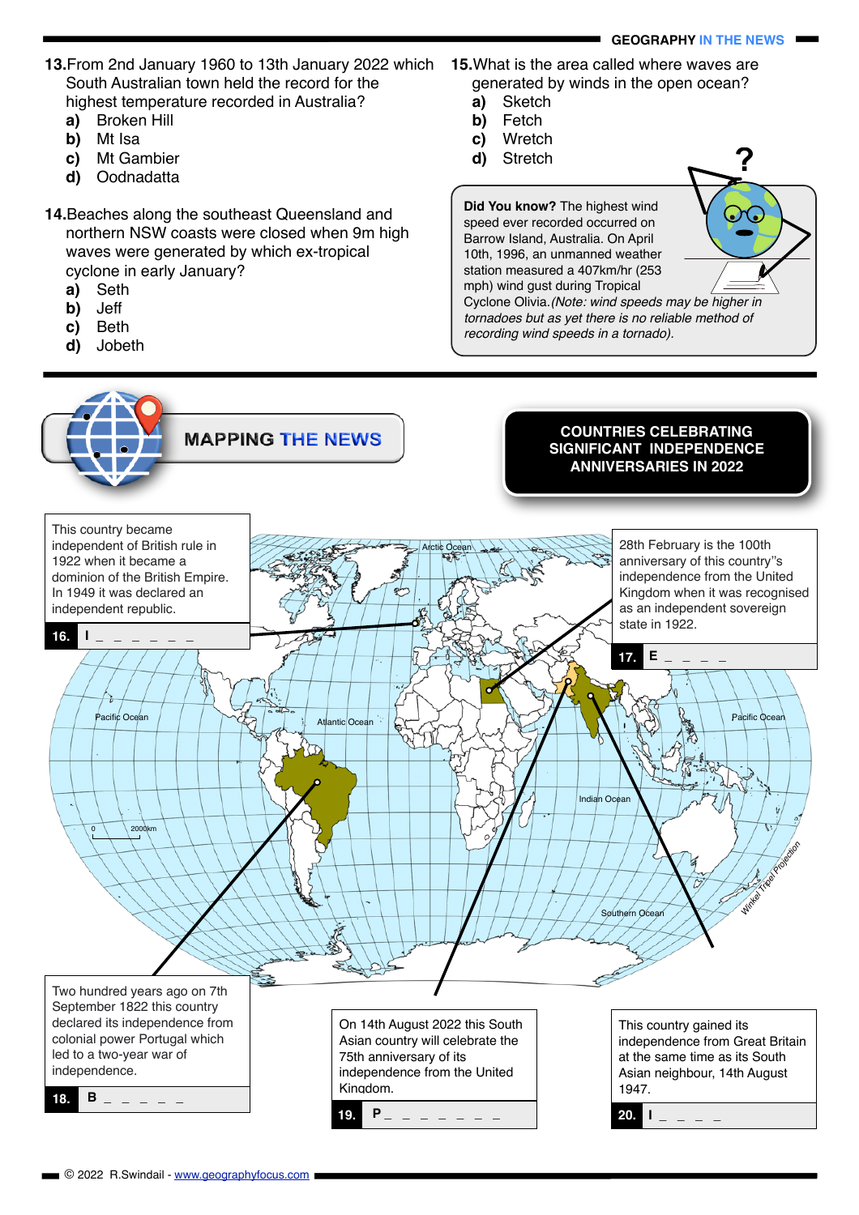**13.** From 2nd January 1960 to 13th January 2022 which South Australian town held the record for the highest temperature recorded in Australia?

- **a)** Broken Hill
- **b)** Mt Isa
- **c)** Mt Gambier
- **d)** Oodnadatta

**14.** Beaches along the southeast Queensland and northern NSW coasts were closed when 9m high waves were generated by which ex-tropical cyclone in early January?

- **a)** Seth
- **b)** Jeff
- **c)** Beth
- **d)** Jobeth

**15.** What is the area called where waves are generated by winds in the open ocean?

- **a)** Sketch
- **b)** Fetch
- **c)** Wretch
- **d)** Stretch

**Did You know?** The highest wind speed ever recorded occurred on Barrow Island, Australia. On April 10th, 1996, an unmanned weather station measured a 407km/hr (253 mph) wind gust during Tropical Cyclone Olivia. *(Note: wind speeds may be higher in tornadoes but as yet there is no reliable method of recording wind speeds in a tornado).*

## MAPPING THE NEWS

## COUNTRIES CELEBRATING SIGNIFICANT INDEPENDENCE ANNIVERSARIES IN 2022

This country became independent of British rule in 1922 when it became a dominion of the British Empire. In 1949 it was declared an independent republic.

**16.** I _ _ _ _ _ _

28th February is the 100th anniversary of this country''s independence from the United Kingdom when it was recognised as an independent sovereign state in 1922.

**17.** E _ _ _ _

Arctic Ocean

Pacific Ocean

Atlantic Ocean

Pacific Ocean

Indian Ocean

Southern Ocean

0 2000km

Winkel Tripel Projection

Two hundred years ago on 7th September 1822 this country declared its independence from colonial power Portugal which led to a two-year war of independence.

**18.** B _ _ _ _ _

On 14th August 2022 this South Asian country will celebrate the 75th anniversary of its independence from the United Kingdom.

**19.** P _ _ _ _ _ _ _

This country gained its independence from Great Britain at the same time as its South Asian neighbour, 14th August 1947.

**20.** I _ _ _ _

© 2022 R.Swindail - www.geographyfocus.com